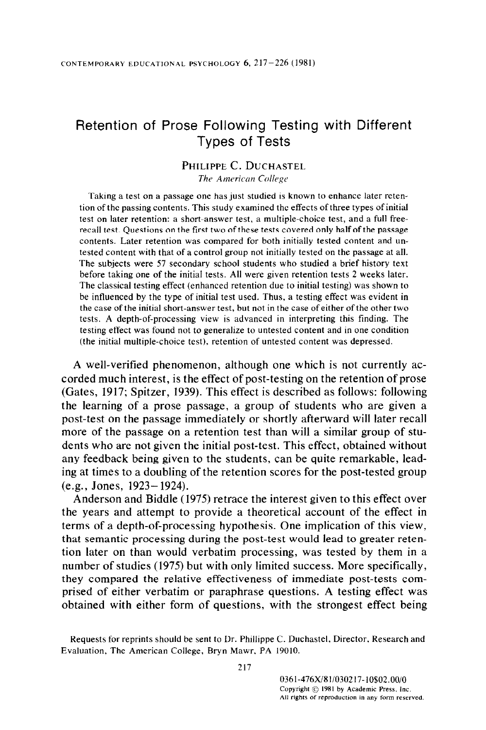# Retention of Prose Following Testing with Different Types of Tests

PHILIPPE C. DUCHASTEL

*The American College*

Taking a test on a passage one has just studied is known to enhance later retention of the passing contents. This study examined the effects of three types of initial test on later retention: a short-answer test, a multiple-choice test, and a full free-recall test. Questions on the first two of these tests covered only half of the passage contents. Later retention was compared for both initially tested content and untested content with that of a control group not initially tested on the passage at all. The subjects were 57 secondary school students who studied a brief history text before taking one of the initial tests. All were given retention tests 2 weeks later. The classical testing effect (enhanced retention due to initial testing) was shown to be influenced by the type of initial test used. Thus, a testing effect was evident in the case of the initial short-answer test, but not in the case of either of the other two tests. A depth-of-processing view is advanced in interpreting this finding. The testing effect was found not to generalize to untested content and in one condition (the initial multiple-choice test), retention of untested content was depressed.

A well-verified phenomenon, although one which is not currently accorded much interest, is the effect of post-testing on the retention of prose (Gates, 1917; Spitzer, 1939). This effect is described as follows: following the learning of a prose passage, a group of students who are given a post-test on the passage immediately or shortly afterward will later recall more of the passage on a retention test than will a similar group of students who are not given the initial post-test. This effect, obtained without any feedback being given to the students, can be quite remarkable, leading at times to a doubling of the retention scores for the post-tested group (e.g., Jones, 1923–1924).

Anderson and Biddle (1975) retrace the interest given to this effect over the years and attempt to provide a theoretical account of the effect in terms of a depth-of-processing hypothesis. One implication of this view, that semantic processing during the post-test would lead to greater retention later on than would verbatim processing, was tested by them in a number of studies (1975) but with only limited success. More specifically, they compared the relative effectiveness of immediate post-tests comprised of either verbatim or paraphrase questions. A testing effect was obtained with either form of questions, with the strongest effect being

Requests for reprints should be sent to Dr. Phillippe C. Duchastel, Director, Research and Evaluation, The American College, Bryn Mawr, PA 19010.

0361-476X/81/030217-10$02.00/0
Copyright © 1981 by Academic Press, Inc.
All rights of reproduction in any form reserved.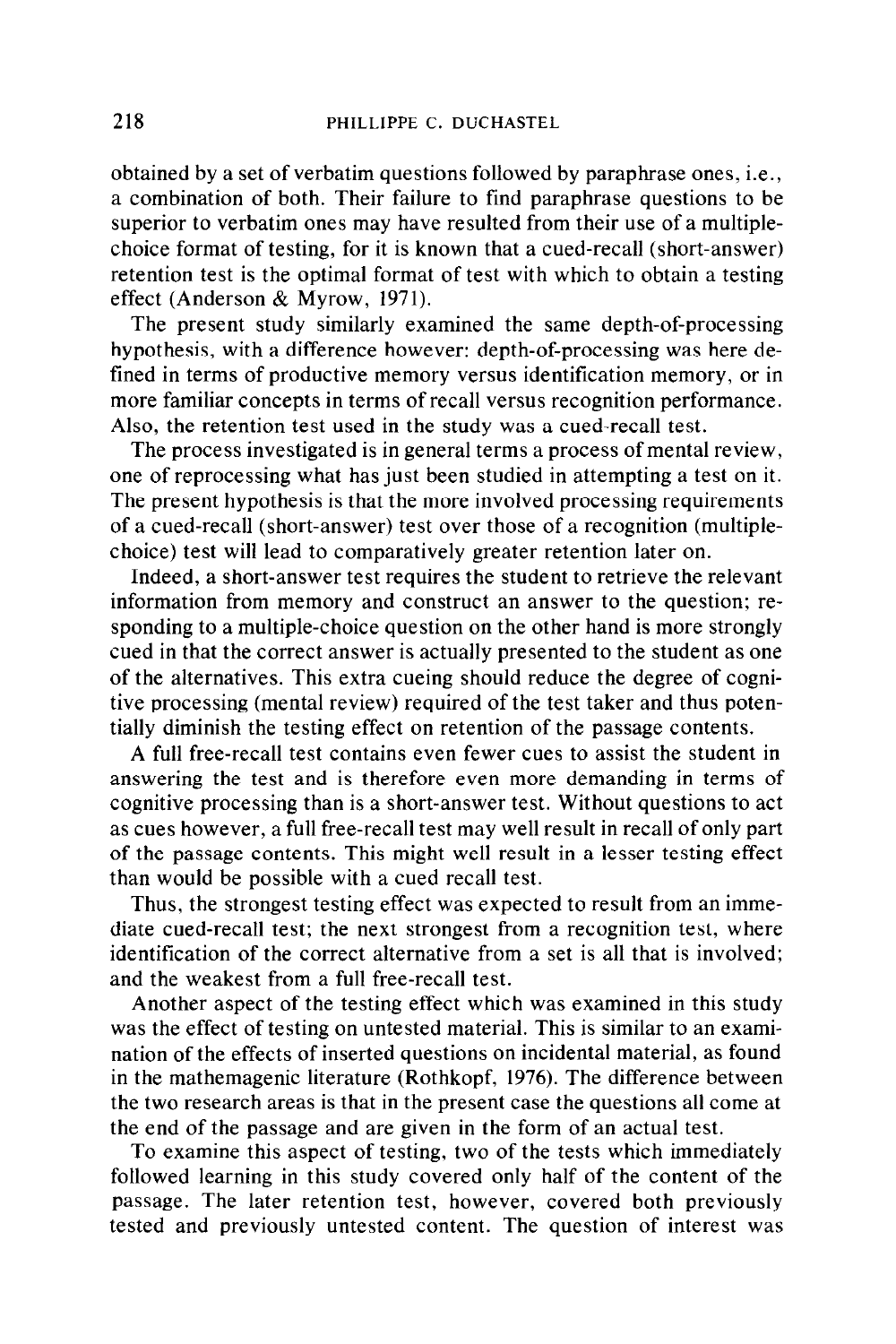obtained by a set of verbatim questions followed by paraphrase ones, i.e., a combination of both. Their failure to find paraphrase questions to be superior to verbatim ones may have resulted from their use of a multiple-choice format of testing, for it is known that a cued-recall (short-answer) retention test is the optimal format of test with which to obtain a testing effect (Anderson & Myrow, 1971).

The present study similarly examined the same depth-of-processing hypothesis, with a difference however: depth-of-processing was here defined in terms of productive memory versus identification memory, or in more familiar concepts in terms of recall versus recognition performance. Also, the retention test used in the study was a cued-recall test.

The process investigated is in general terms a process of mental review, one of reprocessing what has just been studied in attempting a test on it. The present hypothesis is that the more involved processing requirements of a cued-recall (short-answer) test over those of a recognition (multiple-choice) test will lead to comparatively greater retention later on.

Indeed, a short-answer test requires the student to retrieve the relevant information from memory and construct an answer to the question; responding to a multiple-choice question on the other hand is more strongly cued in that the correct answer is actually presented to the student as one of the alternatives. This extra cueing should reduce the degree of cognitive processing (mental review) required of the test taker and thus potentially diminish the testing effect on retention of the passage contents.

A full free-recall test contains even fewer cues to assist the student in answering the test and is therefore even more demanding in terms of cognitive processing than is a short-answer test. Without questions to act as cues however, a full free-recall test may well result in recall of only part of the passage contents. This might well result in a lesser testing effect than would be possible with a cued recall test.

Thus, the strongest testing effect was expected to result from an immediate cued-recall test; the next strongest from a recognition test, where identification of the correct alternative from a set is all that is involved; and the weakest from a full free-recall test.

Another aspect of the testing effect which was examined in this study was the effect of testing on untested material. This is similar to an examination of the effects of inserted questions on incidental material, as found in the mathemagenic literature (Rothkopf, 1976). The difference between the two research areas is that in the present case the questions all come at the end of the passage and are given in the form of an actual test.

To examine this aspect of testing, two of the tests which immediately followed learning in this study covered only half of the content of the passage. The later retention test, however, covered both previously tested and previously untested content. The question of interest was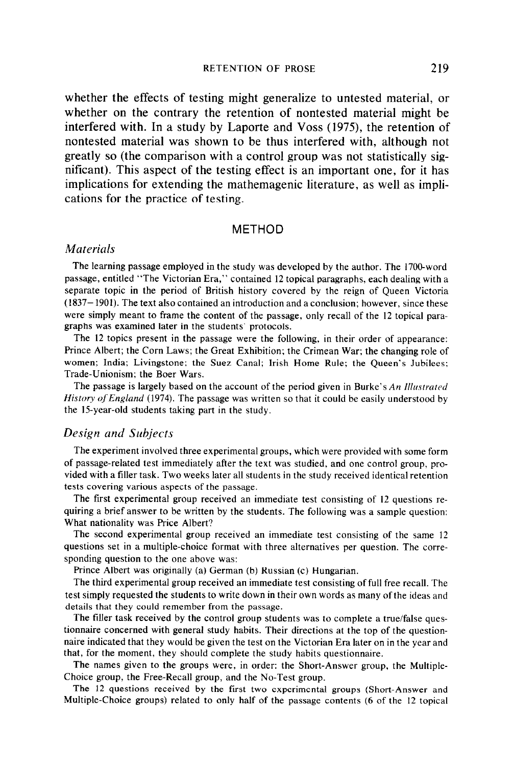whether the effects of testing might generalize to untested material, or whether on the contrary the retention of nontested material might be interfered with. In a study by Laporte and Voss (1975), the retention of nontested material was shown to be thus interfered with, although not greatly so (the comparison with a control group was not statistically significant). This aspect of the testing effect is an important one, for it has implications for extending the mathemagenic literature, as well as implications for the practice of testing.

## METHOD

### *Materials*

The learning passage employed in the study was developed by the author. The 1700-word passage, entitled "The Victorian Era," contained 12 topical paragraphs, each dealing with a separate topic in the period of British history covered by the reign of Queen Victoria (1837–1901). The text also contained an introduction and a conclusion; however, since these were simply meant to frame the content of the passage, only recall of the 12 topical paragraphs was examined later in the students' protocols.

The 12 topics present in the passage were the following, in their order of appearance: Prince Albert; the Corn Laws; the Great Exhibition; the Crimean War; the changing role of women; India; Livingstone; the Suez Canal; Irish Home Rule; the Queen's Jubilees; Trade-Unionism; the Boer Wars.

The passage is largely based on the account of the period given in Burke's *An Illustrated History of England* (1974). The passage was written so that it could be easily understood by the 15-year-old students taking part in the study.

### *Design and Subjects*

The experiment involved three experimental groups, which were provided with some form of passage-related test immediately after the text was studied, and one control group, provided with a filler task. Two weeks later all students in the study received identical retention tests covering various aspects of the passage.

The first experimental group received an immediate test consisting of 12 questions requiring a brief answer to be written by the students. The following was a sample question: What nationality was Price Albert?

The second experimental group received an immediate test consisting of the same 12 questions set in a multiple-choice format with three alternatives per question. The corresponding question to the one above was:

Prince Albert was originally (a) German (b) Russian (c) Hungarian.

The third experimental group received an immediate test consisting of full free recall. The test simply requested the students to write down in their own words as many of the ideas and details that they could remember from the passage.

The filler task received by the control group students was to complete a true/false questionnaire concerned with general study habits. Their directions at the top of the questionnaire indicated that they would be given the test on the Victorian Era later on in the year and that, for the moment, they should complete the study habits questionnaire.

The names given to the groups were, in order: the Short-Answer group, the Multiple-Choice group, the Free-Recall group, and the No-Test group.

The 12 questions received by the first two experimental groups (Short-Answer and Multiple-Choice groups) related to only half of the passage contents (6 of the 12 topical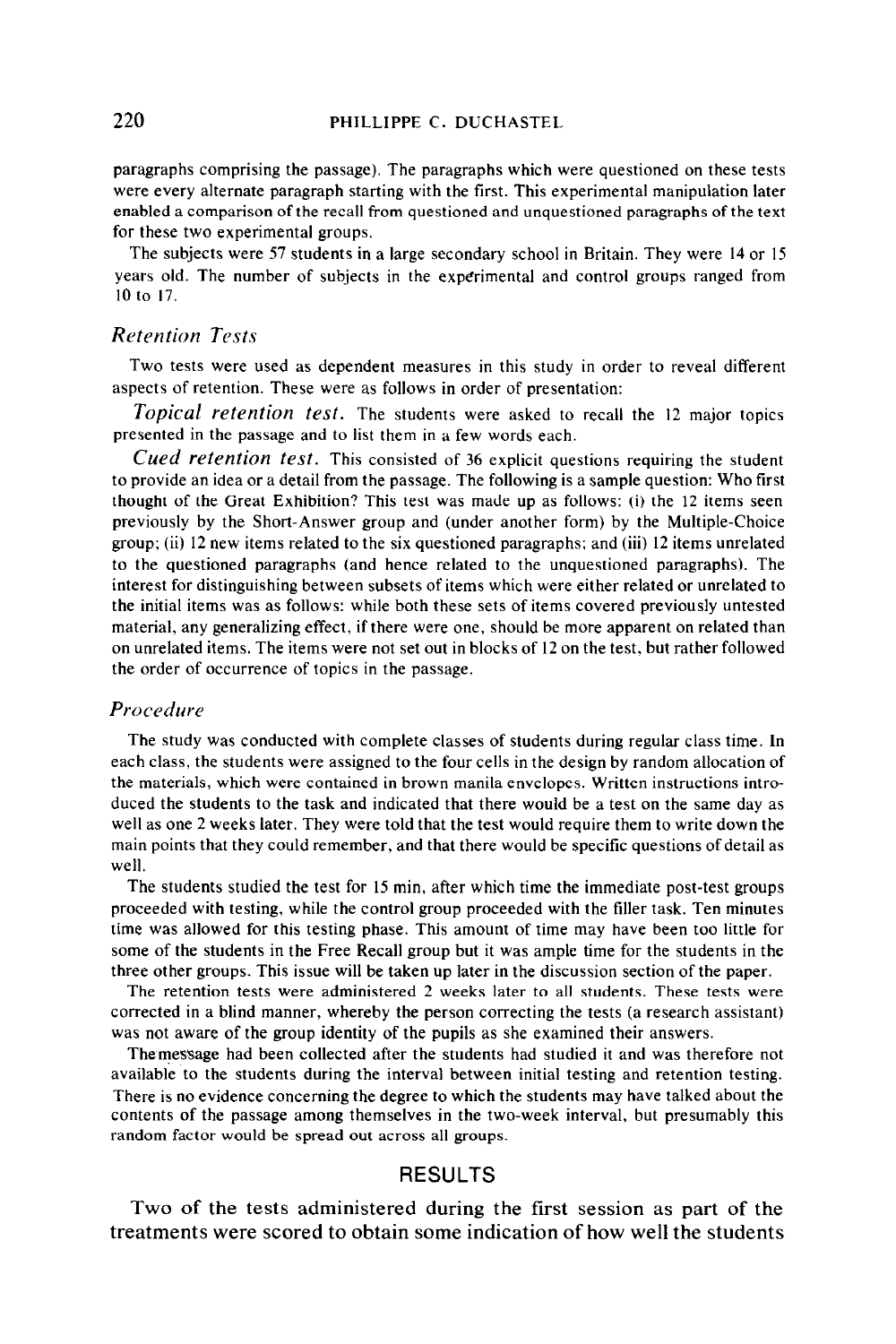paragraphs comprising the passage). The paragraphs which were questioned on these tests were every alternate paragraph starting with the first. This experimental manipulation later enabled a comparison of the recall from questioned and unquestioned paragraphs of the text for these two experimental groups.

The subjects were 57 students in a large secondary school in Britain. They were 14 or 15 years old. The number of subjects in the experimental and control groups ranged from 10 to 17.

### *Retention Tests*

Two tests were used as dependent measures in this study in order to reveal different aspects of retention. These were as follows in order of presentation:

*Topical retention test.* The students were asked to recall the 12 major topics presented in the passage and to list them in a few words each.

*Cued retention test.* This consisted of 36 explicit questions requiring the student to provide an idea or a detail from the passage. The following is a sample question: Who first thought of the Great Exhibition? This test was made up as follows: (i) the 12 items seen previously by the Short-Answer group and (under another form) by the Multiple-Choice group; (ii) 12 new items related to the six questioned paragraphs; and (iii) 12 items unrelated to the questioned paragraphs (and hence related to the unquestioned paragraphs). The interest for distinguishing between subsets of items which were either related or unrelated to the initial items was as follows: while both these sets of items covered previously untested material, any generalizing effect, if there were one, should be more apparent on related than on unrelated items. The items were not set out in blocks of 12 on the test, but rather followed the order of occurrence of topics in the passage.

### *Procedure*

The study was conducted with complete classes of students during regular class time. In each class, the students were assigned to the four cells in the design by random allocation of the materials, which were contained in brown manila envelopes. Written instructions introduced the students to the task and indicated that there would be a test on the same day as well as one 2 weeks later. They were told that the test would require them to write down the main points that they could remember, and that there would be specific questions of detail as well.

The students studied the test for 15 min, after which time the immediate post-test groups proceeded with testing, while the control group proceeded with the filler task. Ten minutes time was allowed for this testing phase. This amount of time may have been too little for some of the students in the Free Recall group but it was ample time for the students in the three other groups. This issue will be taken up later in the discussion section of the paper.

The retention tests were administered 2 weeks later to all students. These tests were corrected in a blind manner, whereby the person correcting the tests (a research assistant) was not aware of the group identity of the pupils as she examined their answers.

The message had been collected after the students had studied it and was therefore not available to the students during the interval between initial testing and retention testing. There is no evidence concerning the degree to which the students may have talked about the contents of the passage among themselves in the two-week interval, but presumably this random factor would be spread out across all groups.

## RESULTS

Two of the tests administered during the first session as part of the treatments were scored to obtain some indication of how well the students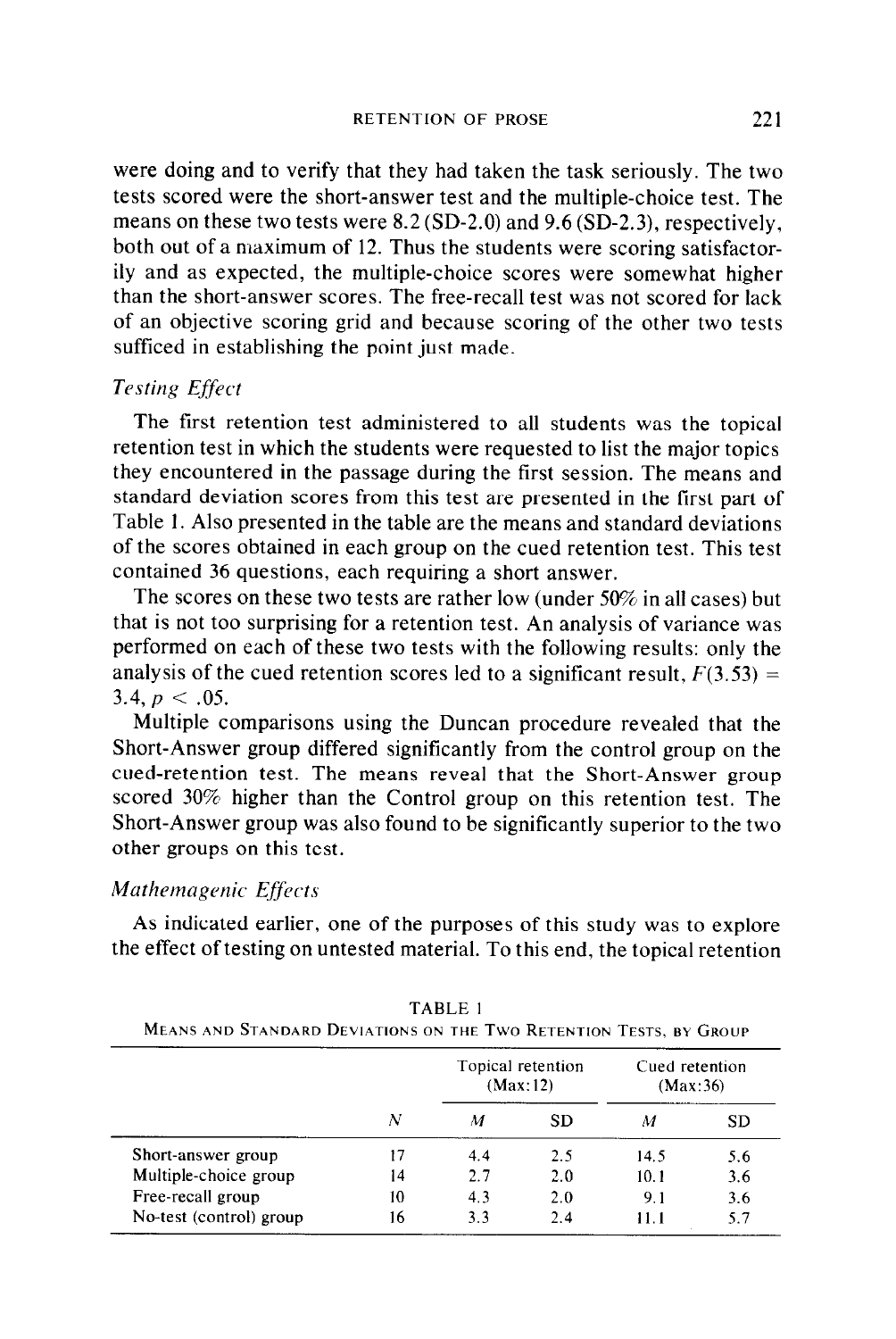were doing and to verify that they had taken the task seriously. The two tests scored were the short-answer test and the multiple-choice test. The means on these two tests were 8.2 (SD-2.0) and 9.6 (SD-2.3), respectively, both out of a maximum of 12. Thus the students were scoring satisfactorily and as expected, the multiple-choice scores were somewhat higher than the short-answer scores. The free-recall test was not scored for lack of an objective scoring grid and because scoring of the other two tests sufficed in establishing the point just made.

### *Testing Effect*

The first retention test administered to all students was the topical retention test in which the students were requested to list the major topics they encountered in the passage during the first session. The means and standard deviation scores from this test are presented in the first part of Table 1. Also presented in the table are the means and standard deviations of the scores obtained in each group on the cued retention test. This test contained 36 questions, each requiring a short answer.

The scores on these two tests are rather low (under 50% in all cases) but that is not too surprising for a retention test. An analysis of variance was performed on each of these two tests with the following results: only the analysis of the cued retention scores led to a significant result, $F(3.53) = 3.4, p < .05$.

Multiple comparisons using the Duncan procedure revealed that the Short-Answer group differed significantly from the control group on the cued-retention test. The means reveal that the Short-Answer group scored 30% higher than the Control group on this retention test. The Short-Answer group was also found to be significantly superior to the two other groups on this test.

### *Mathemagenic Effects*

As indicated earlier, one of the purposes of this study was to explore the effect of testing on untested material. To this end, the topical retention

TABLE 1
MEANS AND STANDARD DEVIATIONS ON THE TWO RETENTION TESTS, BY GROUP

| | | Topical retention (Max:12) | | Cued retention (Max:36) | |
|---|---|---|---|---|---|
| | $N$ | $M$ | SD | $M$ | SD |
| Short-answer group | 17 | 4.4 | 2.5 | 14.5 | 5.6 |
| Multiple-choice group | 14 | 2.7 | 2.0 | 10.1 | 3.6 |
| Free-recall group | 10 | 4.3 | 2.0 | 9.1 | 3.6 |
| No-test (control) group | 16 | 3.3 | 2.4 | 11.1 | 5.7 |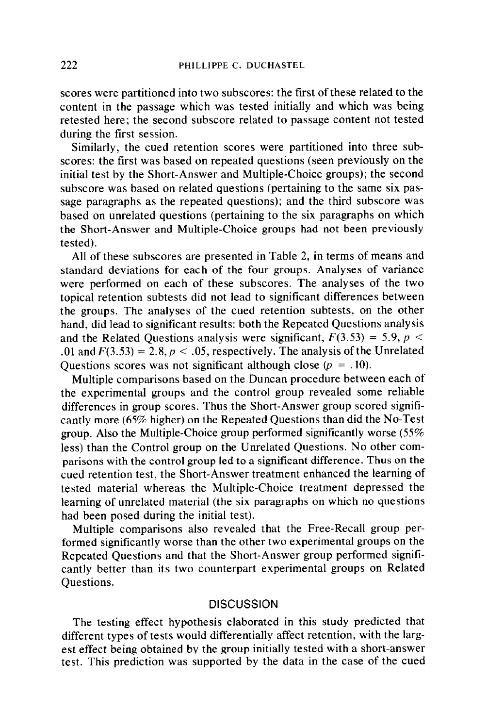scores were partitioned into two subscores: the first of these related to the content in the passage which was tested initially and which was being retested here; the second subscore related to passage content not tested during the first session.

Similarly, the cued retention scores were partitioned into three subscores: the first was based on repeated questions (seen previously on the initial test by the Short-Answer and Multiple-Choice groups); the second subscore was based on related questions (pertaining to the same six passage paragraphs as the repeated questions); and the third subscore was based on unrelated questions (pertaining to the six paragraphs on which the Short-Answer and Multiple-Choice groups had not been previously tested).

All of these subscores are presented in Table 2, in terms of means and standard deviations for each of the four groups. Analyses of variance were performed on each of these subscores. The analyses of the two topical retention subtests did not lead to significant differences between the groups. The analyses of the cued retention subtests, on the other hand, did lead to significant results: both the Repeated Questions analysis and the Related Questions analysis were significant, $F(3.53) = 5.9, p < .01$ and $F(3.53) = 2.8, p < .05$, respectively. The analysis of the Unrelated Questions scores was not significant although close ($p = .10$).

Multiple comparisons based on the Duncan procedure between each of the experimental groups and the control group revealed some reliable differences in group scores. Thus the Short-Answer group scored significantly more (65% higher) on the Repeated Questions than did the No-Test group. Also the Multiple-Choice group performed significantly worse (55% less) than the Control group on the Unrelated Questions. No other comparisons with the control group led to a significant difference. Thus on the cued retention test, the Short-Answer treatment enhanced the learning of tested material whereas the Multiple-Choice treatment depressed the learning of unrelated material (the six paragraphs on which no questions had been posed during the initial test).

Multiple comparisons also revealed that the Free-Recall group performed significantly worse than the other two experimental groups on the Repeated Questions and that the Short-Answer group performed significantly better than its two counterpart experimental groups on Related Questions.

## DISCUSSION

The testing effect hypothesis elaborated in this study predicted that different types of tests would differentially affect retention, with the largest effect being obtained by the group initially tested with a short-answer test. This prediction was supported by the data in the case of the cued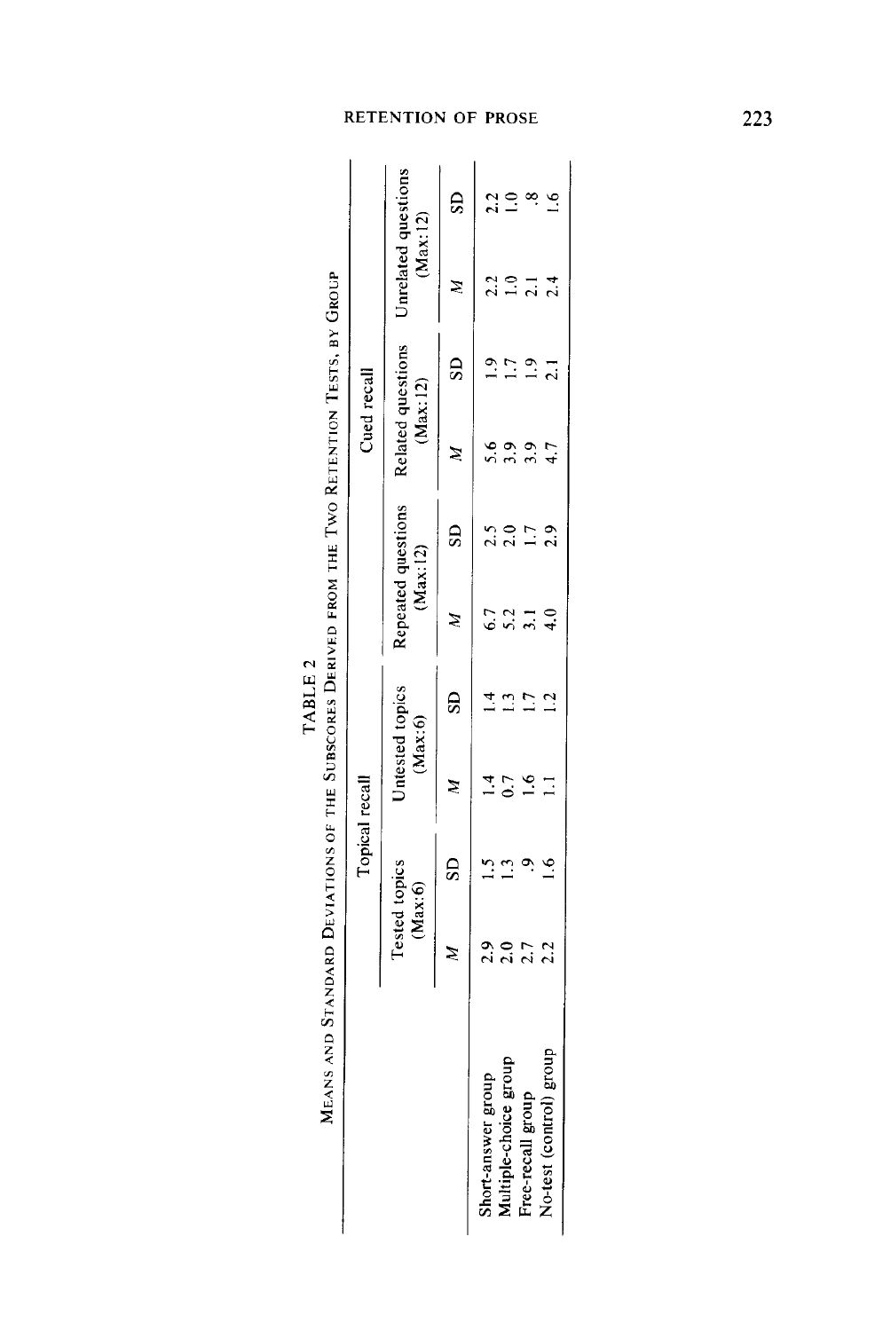TABLE 2

MEANS AND STANDARD DEVIATIONS OF THE SUBSCORES DERIVED FROM THE TWO RETENTION TESTS, BY GROUP

| | Topical recall | | | | Cued recall | | | | | |
|---|---|---|---|---|---|---|---|---|---|---|
| | Tested topics (Max:6) | | Untested topics (Max:6) | | Repeated questions (Max:12) | | Related questions (Max:12) | | Unrelated questions (Max:12) | |
| | *M* | SD | *M* | SD | *M* | SD | *M* | SD | *M* | SD |
| Short-answer group | 2.9 | 1.5 | 1.4 | 1.4 | 6.7 | 2.5 | 5.6 | 1.9 | 2.2 | 2.2 |
| Multiple-choice group | 2.0 | 1.3 | 0.7 | 1.3 | 5.2 | 2.0 | 3.9 | 1.7 | 1.0 | 1.0 |
| Free-recall group | 2.7 | .9 | 1.6 | 1.7 | 3.1 | 1.7 | 3.9 | 1.9 | 2.1 | .8 |
| No-test (control) group | 2.2 | 1.6 | 1.1 | 1.2 | 4.0 | 2.9 | 4.7 | 2.1 | 2.4 | 1.6 |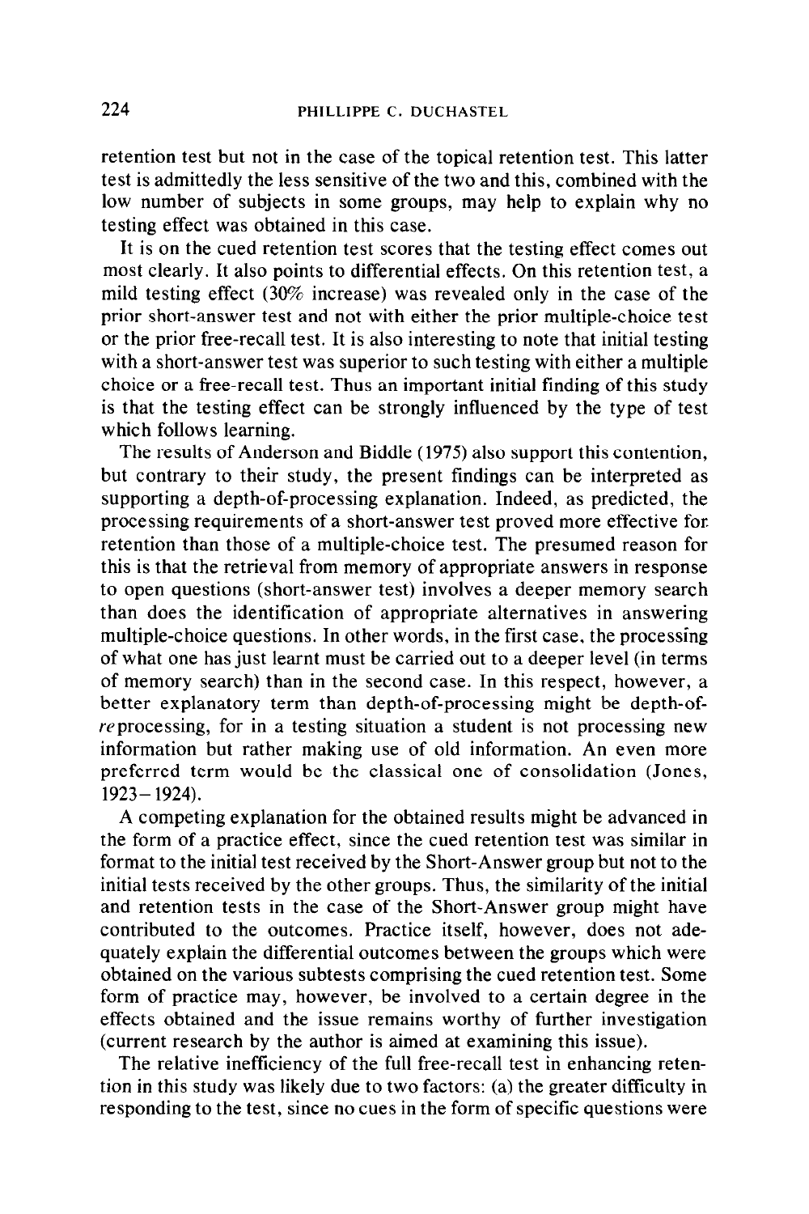retention test but not in the case of the topical retention test. This latter test is admittedly the less sensitive of the two and this, combined with the low number of subjects in some groups, may help to explain why no testing effect was obtained in this case.

It is on the cued retention test scores that the testing effect comes out most clearly. It also points to differential effects. On this retention test, a mild testing effect (30% increase) was revealed only in the case of the prior short-answer test and not with either the prior multiple-choice test or the prior free-recall test. It is also interesting to note that initial testing with a short-answer test was superior to such testing with either a multiple choice or a free-recall test. Thus an important initial finding of this study is that the testing effect can be strongly influenced by the type of test which follows learning.

The results of Anderson and Biddle (1975) also support this contention, but contrary to their study, the present findings can be interpreted as supporting a depth-of-processing explanation. Indeed, as predicted, the processing requirements of a short-answer test proved more effective for retention than those of a multiple-choice test. The presumed reason for this is that the retrieval from memory of appropriate answers in response to open questions (short-answer test) involves a deeper memory search than does the identification of appropriate alternatives in answering multiple-choice questions. In other words, in the first case, the processing of what one has just learnt must be carried out to a deeper level (in terms of memory search) than in the second case. In this respect, however, a better explanatory term than depth-of-processing might be depth-of-*re*processing, for in a testing situation a student is not processing new information but rather making use of old information. An even more preferred term would be the classical one of consolidation (Jones, 1923–1924).

A competing explanation for the obtained results might be advanced in the form of a practice effect, since the cued retention test was similar in format to the initial test received by the Short-Answer group but not to the initial tests received by the other groups. Thus, the similarity of the initial and retention tests in the case of the Short-Answer group might have contributed to the outcomes. Practice itself, however, does not adequately explain the differential outcomes between the groups which were obtained on the various subtests comprising the cued retention test. Some form of practice may, however, be involved to a certain degree in the effects obtained and the issue remains worthy of further investigation (current research by the author is aimed at examining this issue).

The relative inefficiency of the full free-recall test in enhancing retention in this study was likely due to two factors: (a) the greater difficulty in responding to the test, since no cues in the form of specific questions were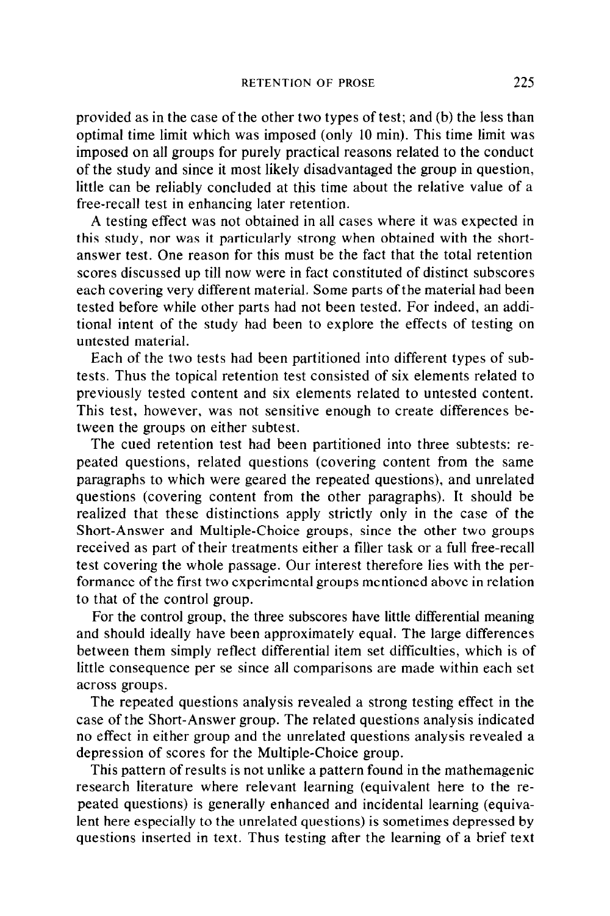provided as in the case of the other two types of test; and (b) the less than optimal time limit which was imposed (only 10 min). This time limit was imposed on all groups for purely practical reasons related to the conduct of the study and since it most likely disadvantaged the group in question, little can be reliably concluded at this time about the relative value of a free-recall test in enhancing later retention.

A testing effect was not obtained in all cases where it was expected in this study, nor was it particularly strong when obtained with the short-answer test. One reason for this must be the fact that the total retention scores discussed up till now were in fact constituted of distinct subscores each covering very different material. Some parts of the material had been tested before while other parts had not been tested. For indeed, an additional intent of the study had been to explore the effects of testing on untested material.

Each of the two tests had been partitioned into different types of subtests. Thus the topical retention test consisted of six elements related to previously tested content and six elements related to untested content. This test, however, was not sensitive enough to create differences between the groups on either subtest.

The cued retention test had been partitioned into three subtests: repeated questions, related questions (covering content from the same paragraphs to which were geared the repeated questions), and unrelated questions (covering content from the other paragraphs). It should be realized that these distinctions apply strictly only in the case of the Short-Answer and Multiple-Choice groups, since the other two groups received as part of their treatments either a filler task or a full free-recall test covering the whole passage. Our interest therefore lies with the performance of the first two experimental groups mentioned above in relation to that of the control group.

For the control group, the three subscores have little differential meaning and should ideally have been approximately equal. The large differences between them simply reflect differential item set difficulties, which is of little consequence per se since all comparisons are made within each set across groups.

The repeated questions analysis revealed a strong testing effect in the case of the Short-Answer group. The related questions analysis indicated no effect in either group and the unrelated questions analysis revealed a depression of scores for the Multiple-Choice group.

This pattern of results is not unlike a pattern found in the mathemagenic research literature where relevant learning (equivalent here to the repeated questions) is generally enhanced and incidental learning (equivalent here especially to the unrelated questions) is sometimes depressed by questions inserted in text. Thus testing after the learning of a brief text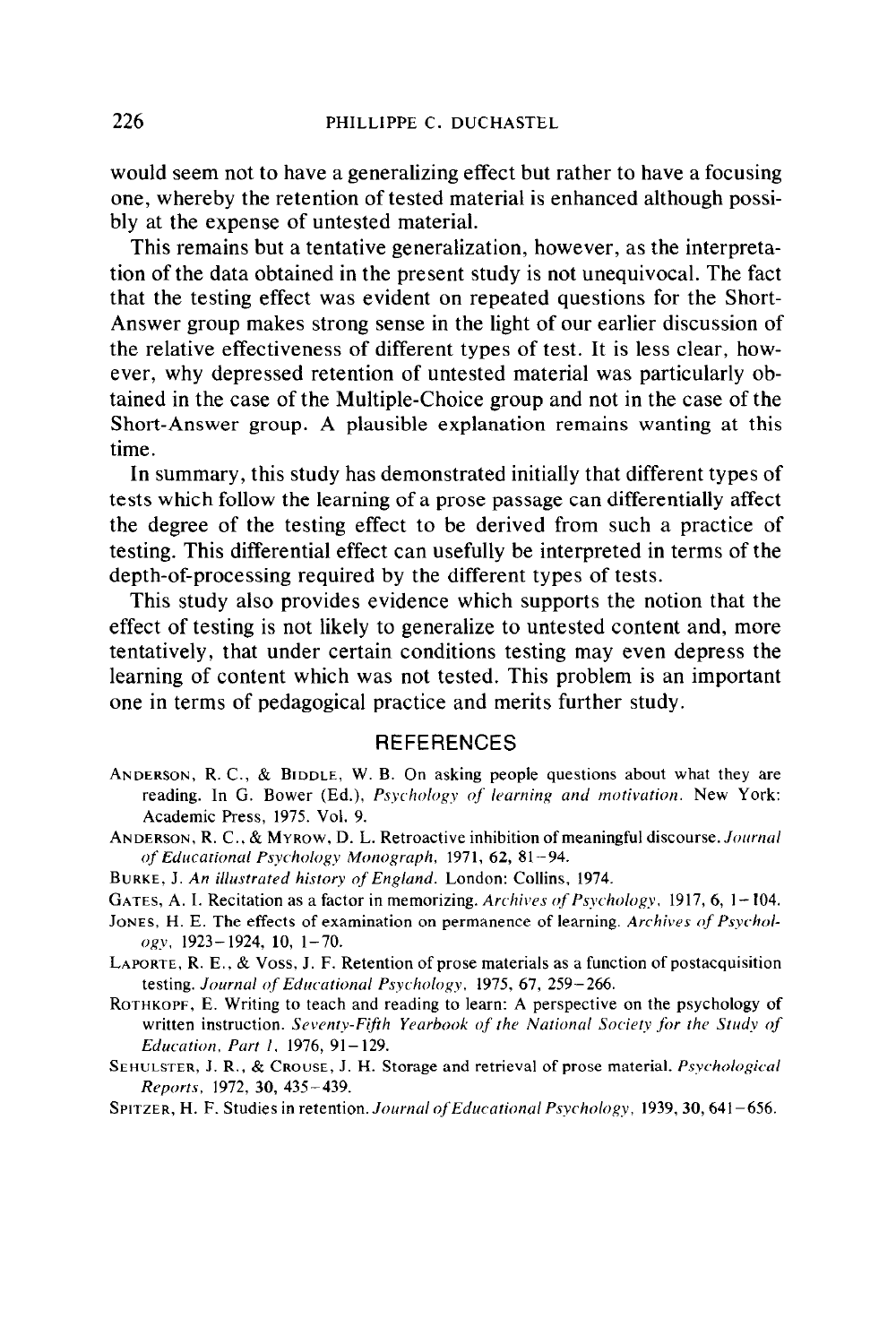would seem not to have a generalizing effect but rather to have a focusing one, whereby the retention of tested material is enhanced although possibly at the expense of untested material.

This remains but a tentative generalization, however, as the interpretation of the data obtained in the present study is not unequivocal. The fact that the testing effect was evident on repeated questions for the Short-Answer group makes strong sense in the light of our earlier discussion of the relative effectiveness of different types of test. It is less clear, however, why depressed retention of untested material was particularly obtained in the case of the Multiple-Choice group and not in the case of the Short-Answer group. A plausible explanation remains wanting at this time.

In summary, this study has demonstrated initially that different types of tests which follow the learning of a prose passage can differentially affect the degree of the testing effect to be derived from such a practice of testing. This differential effect can usefully be interpreted in terms of the depth-of-processing required by the different types of tests.

This study also provides evidence which supports the notion that the effect of testing is not likely to generalize to untested content and, more tentatively, that under certain conditions testing may even depress the learning of content which was not tested. This problem is an important one in terms of pedagogical practice and merits further study.

## REFERENCES

Anderson, R. C., & Biddle, W. B. On asking people questions about what they are reading. In G. Bower (Ed.), *Psychology of learning and motivation*. New York: Academic Press, 1975. Vol. 9.

Anderson, R. C., & Myrow, D. L. Retroactive inhibition of meaningful discourse. *Journal of Educational Psychology Monograph*, 1971, **62**, 81–94.

Burke, J. *An illustrated history of England*. London: Collins, 1974.

Gates, A. I. Recitation as a factor in memorizing. *Archives of Psychology*, 1917, **6**, 1–104.

Jones, H. E. The effects of examination on permanence of learning. *Archives of Psychology*, 1923–1924, **10**, 1–70.

Laporte, R. E., & Voss, J. F. Retention of prose materials as a function of postacquisition testing. *Journal of Educational Psychology*, 1975, **67**, 259–266.

Rothkopf, E. Writing to teach and reading to learn: A perspective on the psychology of written instruction. *Seventy-Fifth Yearbook of the National Society for the Study of Education, Part 1*, 1976, 91–129.

Sehulster, J. R., & Crouse, J. H. Storage and retrieval of prose material. *Psychological Reports*, 1972, **30**, 435–439.

Spitzer, H. F. Studies in retention. *Journal of Educational Psychology*, 1939, **30**, 641–656.